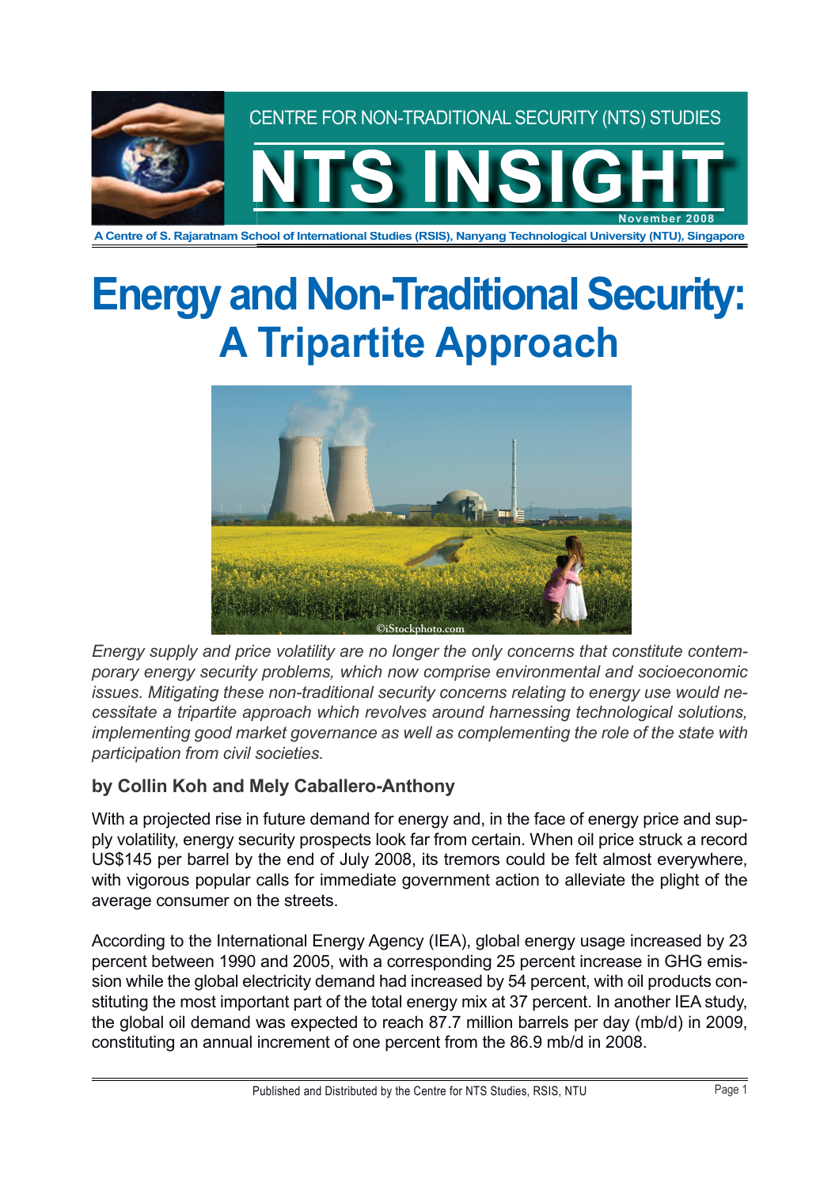CENTRE FOR NON-TRADITIONAL SECURITY (NTS) STUDIES

**NTS INSIGHT**

November 2008

A Centre of S. Rajaratnam School of International Studies (RSIS), Nanyang Technological University (NTU), Singapore

# Energy and Non-Traditional Security: A Tripartite Approach

*Energy supply and price volatility are no longer the only concerns that constitute contemporary energy security problems, which now comprise environmental and socioeconomic issues. Mitigating these non-traditional security concerns relating to energy use would necessitate a tripartite approach which revolves around harnessing technological solutions, implementing good market governance as well as complementing the role of the state with participation from civil societies.*

### by Collin Koh and Mely Caballero-Anthony

With a projected rise in future demand for energy and, in the face of energy price and supply volatility, energy security prospects look far from certain. When oil price struck a record US$145 per barrel by the end of July 2008, its tremors could be felt almost everywhere, with vigorous popular calls for immediate government action to alleviate the plight of the average consumer on the streets.

According to the International Energy Agency (IEA), global energy usage increased by 23 percent between 1990 and 2005, with a corresponding 25 percent increase in GHG emission while the global electricity demand had increased by 54 percent, with oil products constituting the most important part of the total energy mix at 37 percent. In another IEA study, the global oil demand was expected to reach 87.7 million barrels per day (mb/d) in 2009, constituting an annual increment of one percent from the 86.9 mb/d in 2008.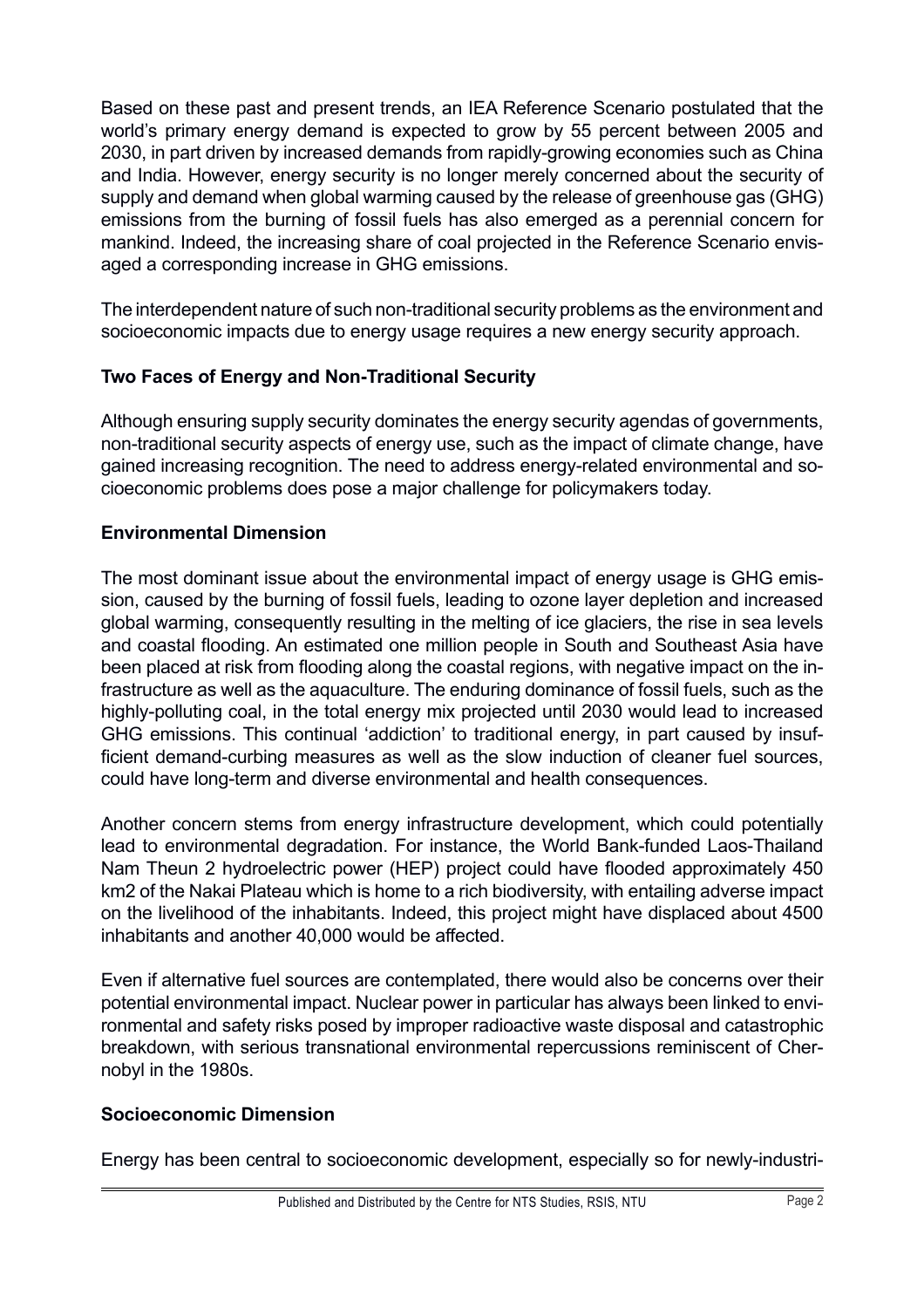Based on these past and present trends, an IEA Reference Scenario postulated that the world's primary energy demand is expected to grow by 55 percent between 2005 and 2030, in part driven by increased demands from rapidly-growing economies such as China and India. However, energy security is no longer merely concerned about the security of supply and demand when global warming caused by the release of greenhouse gas (GHG) emissions from the burning of fossil fuels has also emerged as a perennial concern for mankind. Indeed, the increasing share of coal projected in the Reference Scenario envisaged a corresponding increase in GHG emissions.

The interdependent nature of such non-traditional security problems as the environment and socioeconomic impacts due to energy usage requires a new energy security approach.

**Two Faces of Energy and Non-Traditional Security**

Although ensuring supply security dominates the energy security agendas of governments, non-traditional security aspects of energy use, such as the impact of climate change, have gained increasing recognition. The need to address energy-related environmental and socioeconomic problems does pose a major challenge for policymakers today.

**Environmental Dimension**

The most dominant issue about the environmental impact of energy usage is GHG emission, caused by the burning of fossil fuels, leading to ozone layer depletion and increased global warming, consequently resulting in the melting of ice glaciers, the rise in sea levels and coastal flooding. An estimated one million people in South and Southeast Asia have been placed at risk from flooding along the coastal regions, with negative impact on the infrastructure as well as the aquaculture. The enduring dominance of fossil fuels, such as the highly-polluting coal, in the total energy mix projected until 2030 would lead to increased GHG emissions. This continual 'addiction' to traditional energy, in part caused by insufficient demand-curbing measures as well as the slow induction of cleaner fuel sources, could have long-term and diverse environmental and health consequences.

Another concern stems from energy infrastructure development, which could potentially lead to environmental degradation. For instance, the World Bank-funded Laos-Thailand Nam Theun 2 hydroelectric power (HEP) project could have flooded approximately 450 km2 of the Nakai Plateau which is home to a rich biodiversity, with entailing adverse impact on the livelihood of the inhabitants. Indeed, this project might have displaced about 4500 inhabitants and another 40,000 would be affected.

Even if alternative fuel sources are contemplated, there would also be concerns over their potential environmental impact. Nuclear power in particular has always been linked to environmental and safety risks posed by improper radioactive waste disposal and catastrophic breakdown, with serious transnational environmental repercussions reminiscent of Chernobyl in the 1980s.

**Socioeconomic Dimension**

Energy has been central to socioeconomic development, especially so for newly-industri-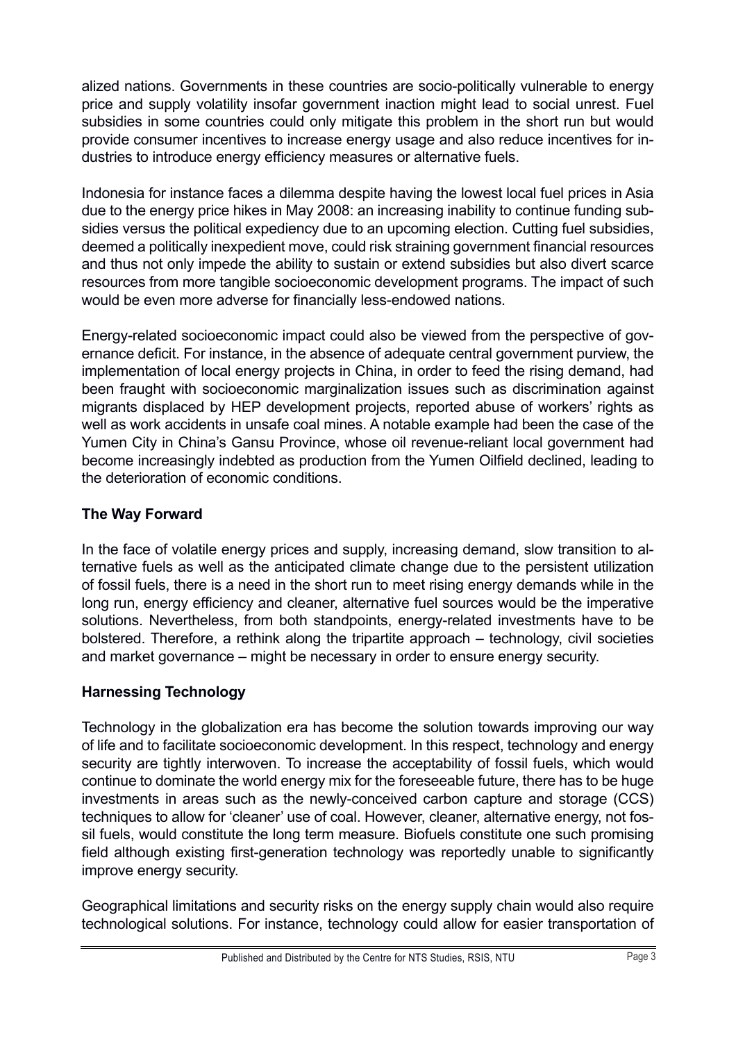alized nations. Governments in these countries are socio-politically vulnerable to energy price and supply volatility insofar government inaction might lead to social unrest. Fuel subsidies in some countries could only mitigate this problem in the short run but would provide consumer incentives to increase energy usage and also reduce incentives for industries to introduce energy efficiency measures or alternative fuels.

Indonesia for instance faces a dilemma despite having the lowest local fuel prices in Asia due to the energy price hikes in May 2008: an increasing inability to continue funding subsidies versus the political expediency due to an upcoming election. Cutting fuel subsidies, deemed a politically inexpedient move, could risk straining government financial resources and thus not only impede the ability to sustain or extend subsidies but also divert scarce resources from more tangible socioeconomic development programs. The impact of such would be even more adverse for financially less-endowed nations.

Energy-related socioeconomic impact could also be viewed from the perspective of governance deficit. For instance, in the absence of adequate central government purview, the implementation of local energy projects in China, in order to feed the rising demand, had been fraught with socioeconomic marginalization issues such as discrimination against migrants displaced by HEP development projects, reported abuse of workers' rights as well as work accidents in unsafe coal mines. A notable example had been the case of the Yumen City in China's Gansu Province, whose oil revenue-reliant local government had become increasingly indebted as production from the Yumen Oilfield declined, leading to the deterioration of economic conditions.

## The Way Forward

In the face of volatile energy prices and supply, increasing demand, slow transition to alternative fuels as well as the anticipated climate change due to the persistent utilization of fossil fuels, there is a need in the short run to meet rising energy demands while in the long run, energy efficiency and cleaner, alternative fuel sources would be the imperative solutions. Nevertheless, from both standpoints, energy-related investments have to be bolstered. Therefore, a rethink along the tripartite approach – technology, civil societies and market governance – might be necessary in order to ensure energy security.

## Harnessing Technology

Technology in the globalization era has become the solution towards improving our way of life and to facilitate socioeconomic development. In this respect, technology and energy security are tightly interwoven. To increase the acceptability of fossil fuels, which would continue to dominate the world energy mix for the foreseeable future, there has to be huge investments in areas such as the newly-conceived carbon capture and storage (CCS) techniques to allow for 'cleaner' use of coal. However, cleaner, alternative energy, not fossil fuels, would constitute the long term measure. Biofuels constitute one such promising field although existing first-generation technology was reportedly unable to significantly improve energy security.

Geographical limitations and security risks on the energy supply chain would also require technological solutions. For instance, technology could allow for easier transportation of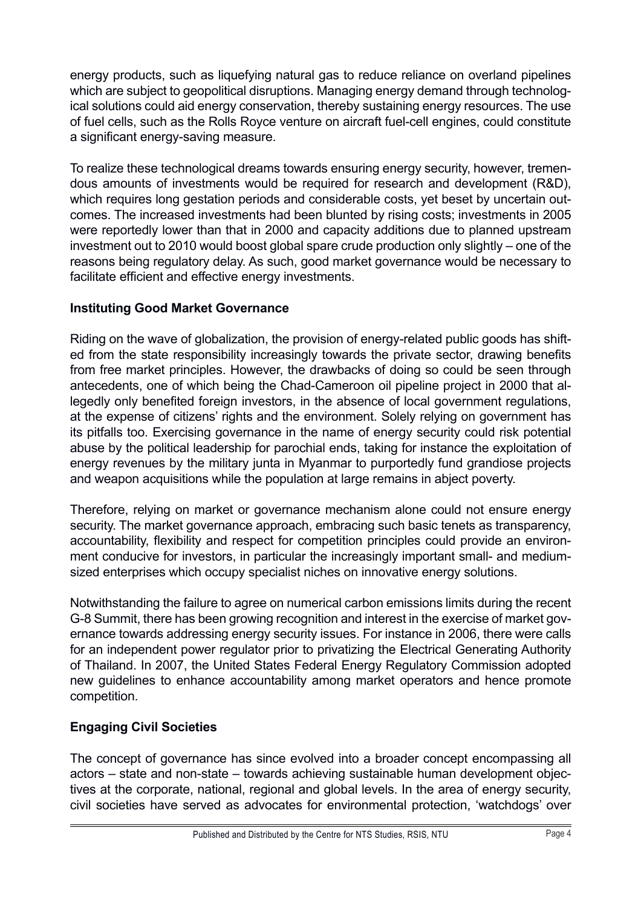energy products, such as liquefying natural gas to reduce reliance on overland pipelines which are subject to geopolitical disruptions. Managing energy demand through technological solutions could aid energy conservation, thereby sustaining energy resources. The use of fuel cells, such as the Rolls Royce venture on aircraft fuel-cell engines, could constitute a significant energy-saving measure.

To realize these technological dreams towards ensuring energy security, however, tremendous amounts of investments would be required for research and development (R&D), which requires long gestation periods and considerable costs, yet beset by uncertain outcomes. The increased investments had been blunted by rising costs; investments in 2005 were reportedly lower than that in 2000 and capacity additions due to planned upstream investment out to 2010 would boost global spare crude production only slightly – one of the reasons being regulatory delay. As such, good market governance would be necessary to facilitate efficient and effective energy investments.

**Instituting Good Market Governance**

Riding on the wave of globalization, the provision of energy-related public goods has shifted from the state responsibility increasingly towards the private sector, drawing benefits from free market principles. However, the drawbacks of doing so could be seen through antecedents, one of which being the Chad-Cameroon oil pipeline project in 2000 that allegedly only benefited foreign investors, in the absence of local government regulations, at the expense of citizens' rights and the environment. Solely relying on government has its pitfalls too. Exercising governance in the name of energy security could risk potential abuse by the political leadership for parochial ends, taking for instance the exploitation of energy revenues by the military junta in Myanmar to purportedly fund grandiose projects and weapon acquisitions while the population at large remains in abject poverty.

Therefore, relying on market or governance mechanism alone could not ensure energy security. The market governance approach, embracing such basic tenets as transparency, accountability, flexibility and respect for competition principles could provide an environment conducive for investors, in particular the increasingly important small- and medium-sized enterprises which occupy specialist niches on innovative energy solutions.

Notwithstanding the failure to agree on numerical carbon emissions limits during the recent G-8 Summit, there has been growing recognition and interest in the exercise of market governance towards addressing energy security issues. For instance in 2006, there were calls for an independent power regulator prior to privatizing the Electrical Generating Authority of Thailand. In 2007, the United States Federal Energy Regulatory Commission adopted new guidelines to enhance accountability among market operators and hence promote competition.

**Engaging Civil Societies**

The concept of governance has since evolved into a broader concept encompassing all actors – state and non-state – towards achieving sustainable human development objectives at the corporate, national, regional and global levels. In the area of energy security, civil societies have served as advocates for environmental protection, 'watchdogs' over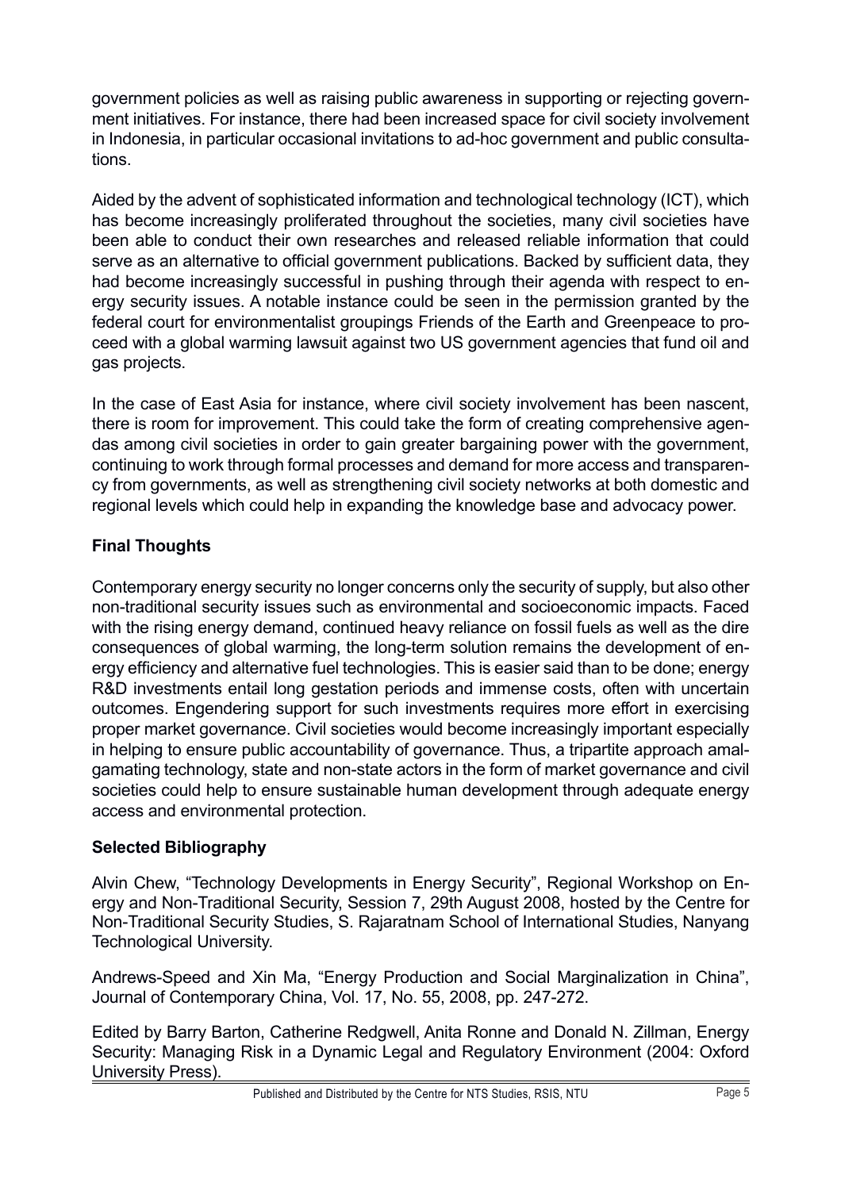government policies as well as raising public awareness in supporting or rejecting government initiatives. For instance, there had been increased space for civil society involvement in Indonesia, in particular occasional invitations to ad-hoc government and public consultations.

Aided by the advent of sophisticated information and technological technology (ICT), which has become increasingly proliferated throughout the societies, many civil societies have been able to conduct their own researches and released reliable information that could serve as an alternative to official government publications. Backed by sufficient data, they had become increasingly successful in pushing through their agenda with respect to energy security issues. A notable instance could be seen in the permission granted by the federal court for environmentalist groupings Friends of the Earth and Greenpeace to proceed with a global warming lawsuit against two US government agencies that fund oil and gas projects.

In the case of East Asia for instance, where civil society involvement has been nascent, there is room for improvement. This could take the form of creating comprehensive agendas among civil societies in order to gain greater bargaining power with the government, continuing to work through formal processes and demand for more access and transparency from governments, as well as strengthening civil society networks at both domestic and regional levels which could help in expanding the knowledge base and advocacy power.

## Final Thoughts

Contemporary energy security no longer concerns only the security of supply, but also other non-traditional security issues such as environmental and socioeconomic impacts. Faced with the rising energy demand, continued heavy reliance on fossil fuels as well as the dire consequences of global warming, the long-term solution remains the development of energy efficiency and alternative fuel technologies. This is easier said than to be done; energy R&D investments entail long gestation periods and immense costs, often with uncertain outcomes. Engendering support for such investments requires more effort in exercising proper market governance. Civil societies would become increasingly important especially in helping to ensure public accountability of governance. Thus, a tripartite approach amalgamating technology, state and non-state actors in the form of market governance and civil societies could help to ensure sustainable human development through adequate energy access and environmental protection.

## Selected Bibliography

Alvin Chew, "Technology Developments in Energy Security", Regional Workshop on Energy and Non-Traditional Security, Session 7, 29th August 2008, hosted by the Centre for Non-Traditional Security Studies, S. Rajaratnam School of International Studies, Nanyang Technological University.

Andrews-Speed and Xin Ma, "Energy Production and Social Marginalization in China", Journal of Contemporary China, Vol. 17, No. 55, 2008, pp. 247-272.

Edited by Barry Barton, Catherine Redgwell, Anita Ronne and Donald N. Zillman, Energy Security: Managing Risk in a Dynamic Legal and Regulatory Environment (2004: Oxford University Press).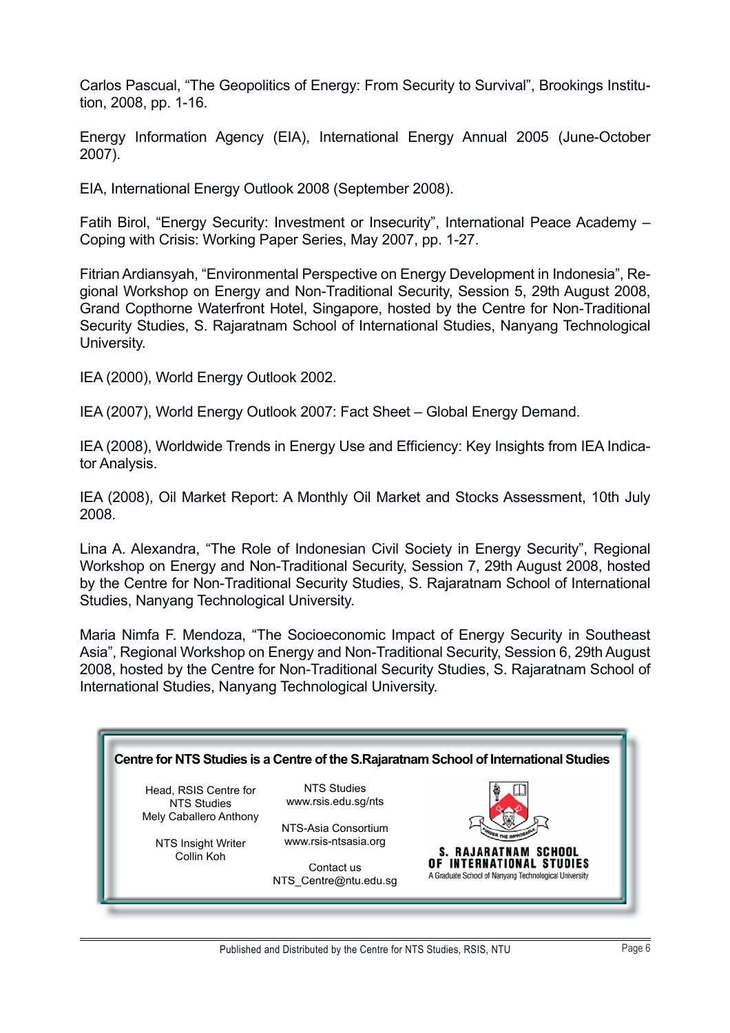Carlos Pascual, "The Geopolitics of Energy: From Security to Survival", Brookings Institution, 2008, pp. 1-16.

Energy Information Agency (EIA), International Energy Annual 2005 (June-October 2007).

EIA, International Energy Outlook 2008 (September 2008).

Fatih Birol, "Energy Security: Investment or Insecurity", International Peace Academy – Coping with Crisis: Working Paper Series, May 2007, pp. 1-27.

Fitrian Ardiansyah, "Environmental Perspective on Energy Development in Indonesia", Regional Workshop on Energy and Non-Traditional Security, Session 5, 29th August 2008, Grand Copthorne Waterfront Hotel, Singapore, hosted by the Centre for Non-Traditional Security Studies, S. Rajaratnam School of International Studies, Nanyang Technological University.

IEA (2000), World Energy Outlook 2002.

IEA (2007), World Energy Outlook 2007: Fact Sheet – Global Energy Demand.

IEA (2008), Worldwide Trends in Energy Use and Efficiency: Key Insights from IEA Indicator Analysis.

IEA (2008), Oil Market Report: A Monthly Oil Market and Stocks Assessment, 10th July 2008.

Lina A. Alexandra, "The Role of Indonesian Civil Society in Energy Security", Regional Workshop on Energy and Non-Traditional Security, Session 7, 29th August 2008, hosted by the Centre for Non-Traditional Security Studies, S. Rajaratnam School of International Studies, Nanyang Technological University.

Maria Nimfa F. Mendoza, "The Socioeconomic Impact of Energy Security in Southeast Asia", Regional Workshop on Energy and Non-Traditional Security, Session 6, 29th August 2008, hosted by the Centre for Non-Traditional Security Studies, S. Rajaratnam School of International Studies, Nanyang Technological University.

**Centre for NTS Studies is a Centre of the S.Rajaratnam School of International Studies**

Head, RSIS Centre for NTS Studies
Mely Caballero Anthony

NTS Insight Writer
Collin Koh

NTS Studies
www.rsis.edu.sg/nts

NTS-Asia Consortium
www.rsis-ntsasia.org

Contact us
NTS_Centre@ntu.edu.sg

S. RAJARATNAM SCHOOL OF INTERNATIONAL STUDIES
A Graduate School of Nanyang Technological University

Published and Distributed by the Centre for NTS Studies, RSIS, NTU